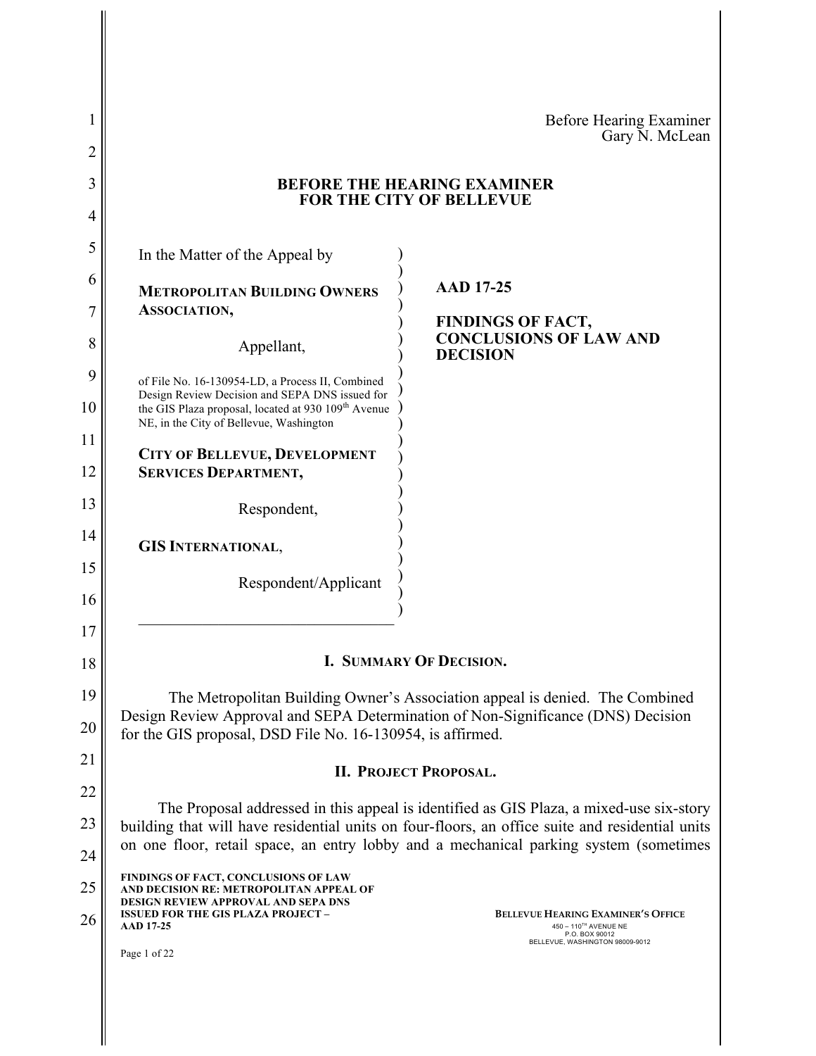Before Hearing Examiner
Gary N. McLean

**BEFORE THE HEARING EXAMINER**
**FOR THE CITY OF BELLEVUE**

| | |
|---|---|
| In the Matter of the Appeal by<br><br>**METROPOLITAN BUILDING OWNERS ASSOCIATION,**<br><br>Appellant,<br><br>of File No. 16-130954-LD, a Process II, Combined Design Review Decision and SEPA DNS issued for the GIS Plaza proposal, located at 930 109th Avenue NE, in the City of Bellevue, Washington<br><br>**CITY OF BELLEVUE, DEVELOPMENT SERVICES DEPARTMENT,**<br><br>Respondent,<br><br>**GIS INTERNATIONAL**,<br><br>Respondent/Applicant | **AAD 17-25**<br><br>**FINDINGS OF FACT, CONCLUSIONS OF LAW AND DECISION** |

## I. SUMMARY OF DECISION.

The Metropolitan Building Owner's Association appeal is denied. The Combined Design Review Approval and SEPA Determination of Non-Significance (DNS) Decision for the GIS proposal, DSD File No. 16-130954, is affirmed.

## II. PROJECT PROPOSAL.

The Proposal addressed in this appeal is identified as GIS Plaza, a mixed-use six-story building that will have residential units on four-floors, an office suite and residential units on one floor, retail space, an entry lobby and a mechanical parking system (sometimes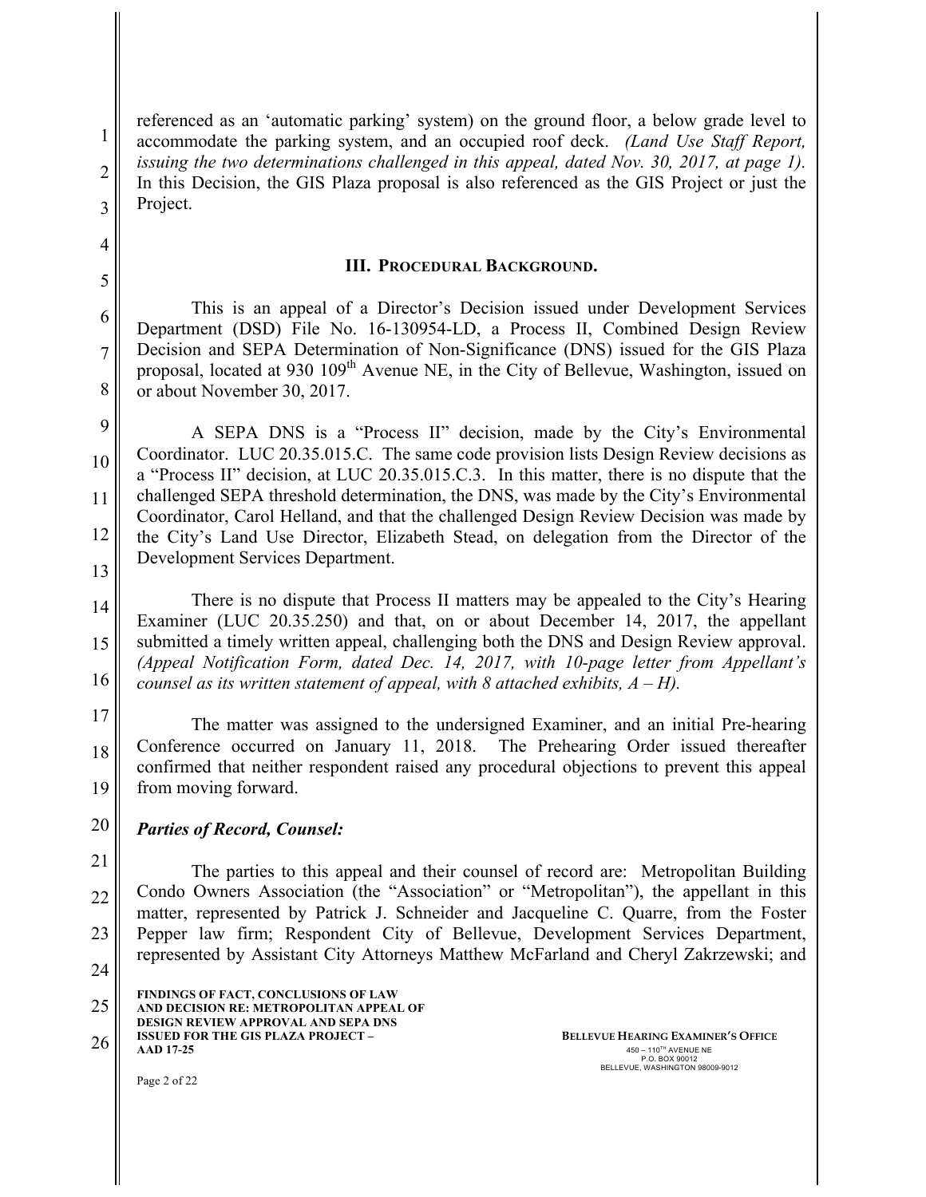referenced as an 'automatic parking' system) on the ground floor, a below grade level to accommodate the parking system, and an occupied roof deck. *(Land Use Staff Report, issuing the two determinations challenged in this appeal, dated Nov. 30, 2017, at page 1).* In this Decision, the GIS Plaza proposal is also referenced as the GIS Project or just the Project.

## III. PROCEDURAL BACKGROUND.

This is an appeal of a Director's Decision issued under Development Services Department (DSD) File No. 16-130954-LD, a Process II, Combined Design Review Decision and SEPA Determination of Non-Significance (DNS) issued for the GIS Plaza proposal, located at 930 109th Avenue NE, in the City of Bellevue, Washington, issued on or about November 30, 2017.

A SEPA DNS is a "Process II" decision, made by the City's Environmental Coordinator. LUC 20.35.015.C. The same code provision lists Design Review decisions as a "Process II" decision, at LUC 20.35.015.C.3. In this matter, there is no dispute that the challenged SEPA threshold determination, the DNS, was made by the City's Environmental Coordinator, Carol Helland, and that the challenged Design Review Decision was made by the City's Land Use Director, Elizabeth Stead, on delegation from the Director of the Development Services Department.

There is no dispute that Process II matters may be appealed to the City's Hearing Examiner (LUC 20.35.250) and that, on or about December 14, 2017, the appellant submitted a timely written appeal, challenging both the DNS and Design Review approval. *(Appeal Notification Form, dated Dec. 14, 2017, with 10-page letter from Appellant's counsel as its written statement of appeal, with 8 attached exhibits, A – H).*

The matter was assigned to the undersigned Examiner, and an initial Pre-hearing Conference occurred on January 11, 2018. The Prehearing Order issued thereafter confirmed that neither respondent raised any procedural objections to prevent this appeal from moving forward.

***Parties of Record, Counsel:***

The parties to this appeal and their counsel of record are: Metropolitan Building Condo Owners Association (the "Association" or "Metropolitan"), the appellant in this matter, represented by Patrick J. Schneider and Jacqueline C. Quarre, from the Foster Pepper law firm; Respondent City of Bellevue, Development Services Department, represented by Assistant City Attorneys Matthew McFarland and Cheryl Zakrzewski; and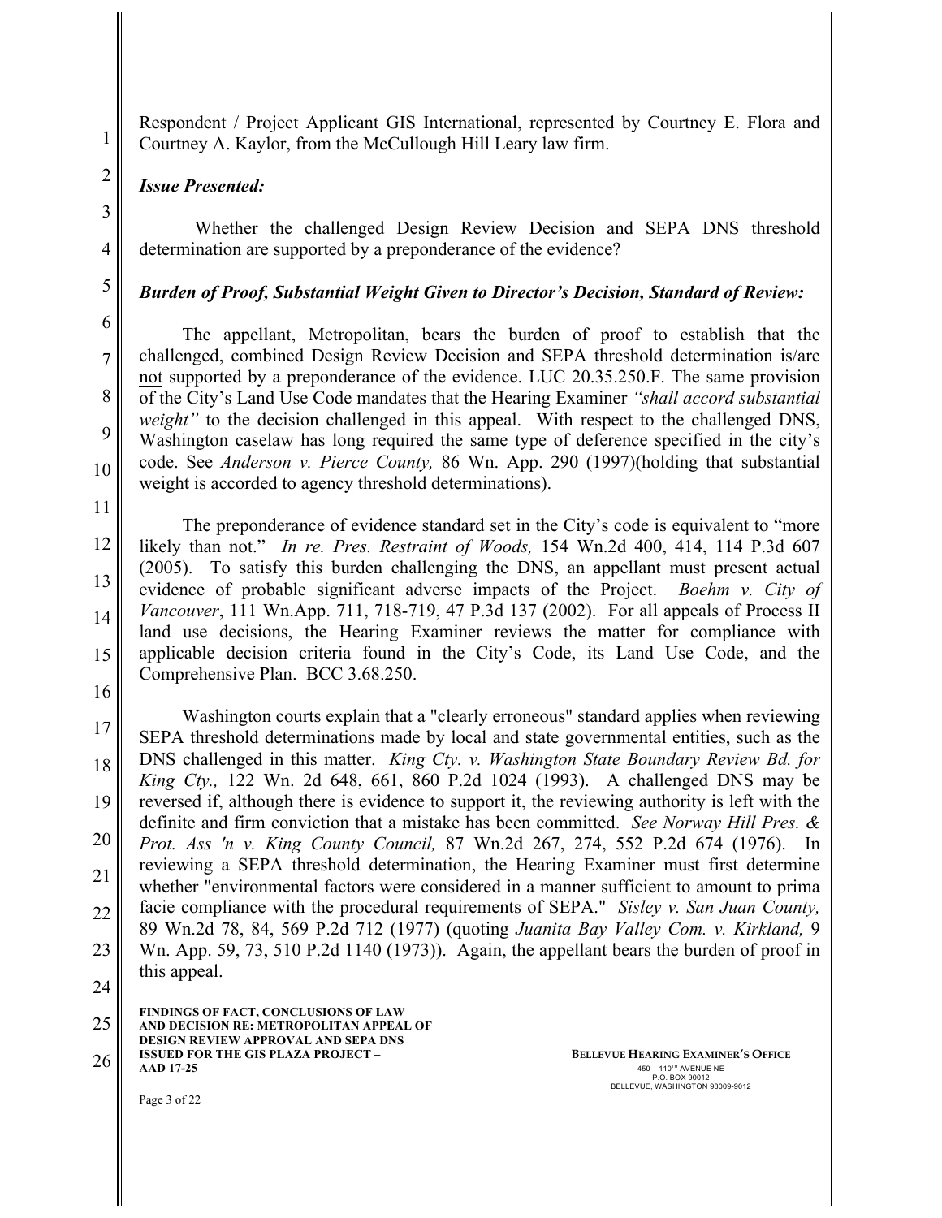Respondent / Project Applicant GIS International, represented by Courtney E. Flora and Courtney A. Kaylor, from the McCullough Hill Leary law firm.

***Issue Presented:***

Whether the challenged Design Review Decision and SEPA DNS threshold determination are supported by a preponderance of the evidence?

***Burden of Proof, Substantial Weight Given to Director's Decision, Standard of Review:***

The appellant, Metropolitan, bears the burden of proof to establish that the challenged, combined Design Review Decision and SEPA threshold determination is/are not supported by a preponderance of the evidence. LUC 20.35.250.F. The same provision of the City's Land Use Code mandates that the Hearing Examiner *"shall accord substantial weight"* to the decision challenged in this appeal. With respect to the challenged DNS, Washington caselaw has long required the same type of deference specified in the city's code. See *Anderson v. Pierce County,* 86 Wn. App. 290 (1997)(holding that substantial weight is accorded to agency threshold determinations).

The preponderance of evidence standard set in the City's code is equivalent to "more likely than not." *In re. Pres. Restraint of Woods,* 154 Wn.2d 400, 414, 114 P.3d 607 (2005). To satisfy this burden challenging the DNS, an appellant must present actual evidence of probable significant adverse impacts of the Project. *Boehm v. City of Vancouver*, 111 Wn.App. 711, 718-719, 47 P.3d 137 (2002). For all appeals of Process II land use decisions, the Hearing Examiner reviews the matter for compliance with applicable decision criteria found in the City's Code, its Land Use Code, and the Comprehensive Plan. BCC 3.68.250.

Washington courts explain that a "clearly erroneous" standard applies when reviewing SEPA threshold determinations made by local and state governmental entities, such as the DNS challenged in this matter. *King Cty. v. Washington State Boundary Review Bd. for King Cty.,* 122 Wn. 2d 648, 661, 860 P.2d 1024 (1993). A challenged DNS may be reversed if, although there is evidence to support it, the reviewing authority is left with the definite and firm conviction that a mistake has been committed. *See Norway Hill Pres. & Prot. Ass 'n v. King County Council,* 87 Wn.2d 267, 274, 552 P.2d 674 (1976). In reviewing a SEPA threshold determination, the Hearing Examiner must first determine whether "environmental factors were considered in a manner sufficient to amount to prima facie compliance with the procedural requirements of SEPA." *Sisley v. San Juan County,* 89 Wn.2d 78, 84, 569 P.2d 712 (1977) (quoting *Juanita Bay Valley Com. v. Kirkland,* 9 Wn. App. 59, 73, 510 P.2d 1140 (1973)). Again, the appellant bears the burden of proof in this appeal.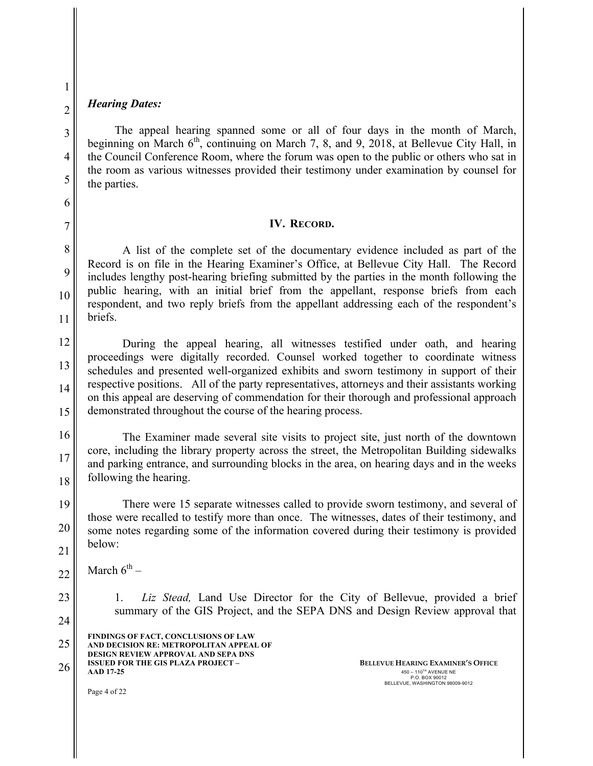***Hearing Dates:***

The appeal hearing spanned some or all of four days in the month of March, beginning on March 6th, continuing on March 7, 8, and 9, 2018, at Bellevue City Hall, in the Council Conference Room, where the forum was open to the public or others who sat in the room as various witnesses provided their testimony under examination by counsel for the parties.

## IV. RECORD.

A list of the complete set of the documentary evidence included as part of the Record is on file in the Hearing Examiner's Office, at Bellevue City Hall. The Record includes lengthy post-hearing briefing submitted by the parties in the month following the public hearing, with an initial brief from the appellant, response briefs from each respondent, and two reply briefs from the appellant addressing each of the respondent's briefs.

During the appeal hearing, all witnesses testified under oath, and hearing proceedings were digitally recorded. Counsel worked together to coordinate witness schedules and presented well-organized exhibits and sworn testimony in support of their respective positions. All of the party representatives, attorneys and their assistants working on this appeal are deserving of commendation for their thorough and professional approach demonstrated throughout the course of the hearing process.

The Examiner made several site visits to project site, just north of the downtown core, including the library property across the street, the Metropolitan Building sidewalks and parking entrance, and surrounding blocks in the area, on hearing days and in the weeks following the hearing.

There were 15 separate witnesses called to provide sworn testimony, and several of those were recalled to testify more than once. The witnesses, dates of their testimony, and some notes regarding some of the information covered during their testimony is provided below:

March 6th –

1. *Liz Stead,* Land Use Director for the City of Bellevue, provided a brief summary of the GIS Project, and the SEPA DNS and Design Review approval that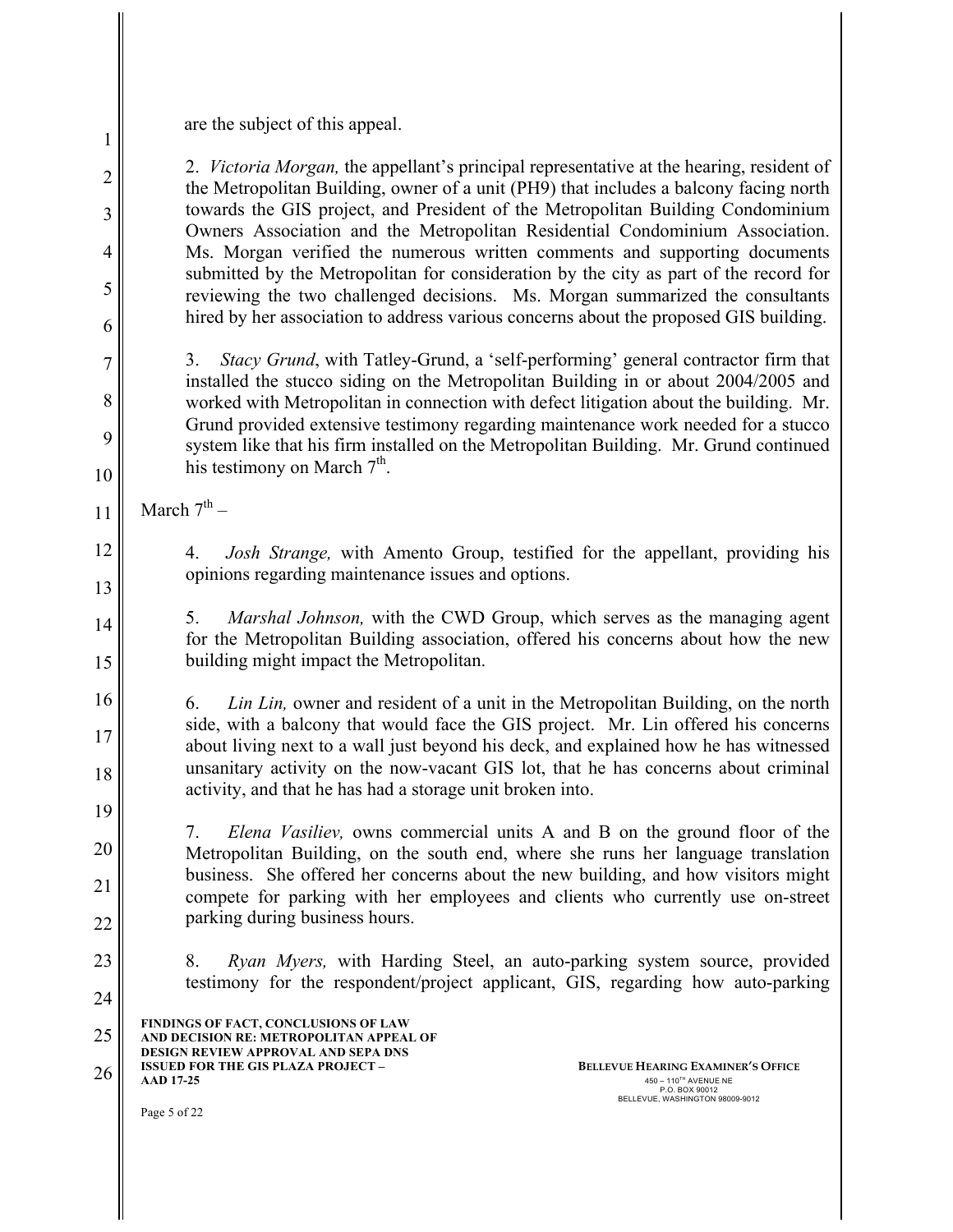are the subject of this appeal.

2. *Victoria Morgan,* the appellant's principal representative at the hearing, resident of the Metropolitan Building, owner of a unit (PH9) that includes a balcony facing north towards the GIS project, and President of the Metropolitan Building Condominium Owners Association and the Metropolitan Residential Condominium Association. Ms. Morgan verified the numerous written comments and supporting documents submitted by the Metropolitan for consideration by the city as part of the record for reviewing the two challenged decisions. Ms. Morgan summarized the consultants hired by her association to address various concerns about the proposed GIS building.

3. *Stacy Grund*, with Tatley-Grund, a 'self-performing' general contractor firm that installed the stucco siding on the Metropolitan Building in or about 2004/2005 and worked with Metropolitan in connection with defect litigation about the building. Mr. Grund provided extensive testimony regarding maintenance work needed for a stucco system like that his firm installed on the Metropolitan Building. Mr. Grund continued his testimony on March 7th.

March 7th –

4. *Josh Strange,* with Amento Group, testified for the appellant, providing his opinions regarding maintenance issues and options.

5. *Marshal Johnson,* with the CWD Group, which serves as the managing agent for the Metropolitan Building association, offered his concerns about how the new building might impact the Metropolitan.

6. *Lin Lin,* owner and resident of a unit in the Metropolitan Building, on the north side, with a balcony that would face the GIS project. Mr. Lin offered his concerns about living next to a wall just beyond his deck, and explained how he has witnessed unsanitary activity on the now-vacant GIS lot, that he has concerns about criminal activity, and that he has had a storage unit broken into.

7. *Elena Vasiliev,* owns commercial units A and B on the ground floor of the Metropolitan Building, on the south end, where she runs her language translation business. She offered her concerns about the new building, and how visitors might compete for parking with her employees and clients who currently use on-street parking during business hours.

8. *Ryan Myers,* with Harding Steel, an auto-parking system source, provided testimony for the respondent/project applicant, GIS, regarding how auto-parking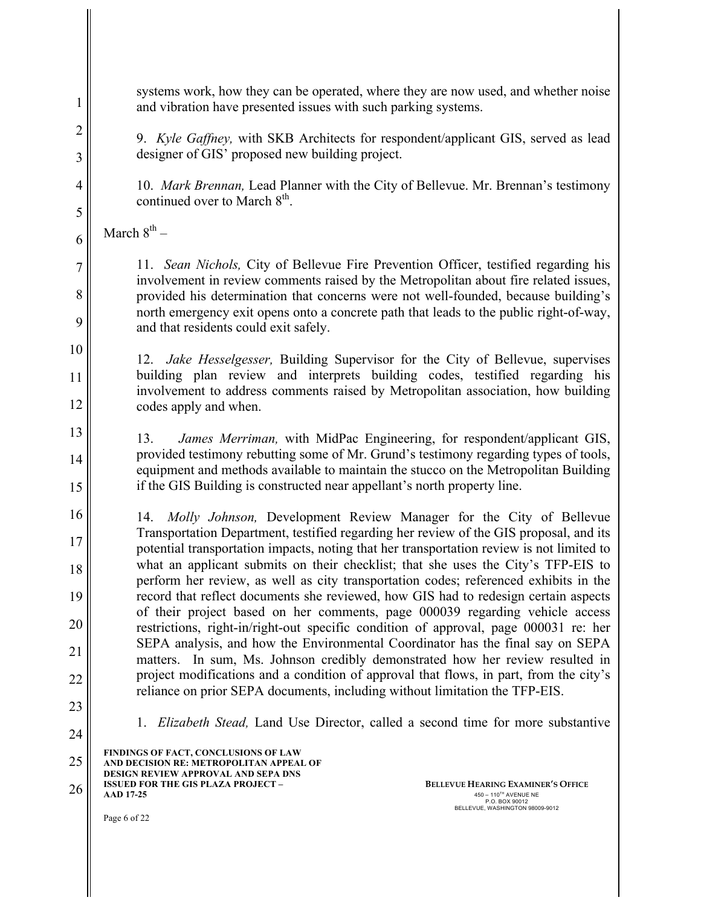systems work, how they can be operated, where they are now used, and whether noise and vibration have presented issues with such parking systems.

9. *Kyle Gaffney,* with SKB Architects for respondent/applicant GIS, served as lead designer of GIS' proposed new building project.

10. *Mark Brennan,* Lead Planner with the City of Bellevue. Mr. Brennan's testimony continued over to March 8th.

March 8th –

11. *Sean Nichols,* City of Bellevue Fire Prevention Officer, testified regarding his involvement in review comments raised by the Metropolitan about fire related issues, provided his determination that concerns were not well-founded, because building's north emergency exit opens onto a concrete path that leads to the public right-of-way, and that residents could exit safely.

12. *Jake Hesselgesser,* Building Supervisor for the City of Bellevue, supervises building plan review and interprets building codes, testified regarding his involvement to address comments raised by Metropolitan association, how building codes apply and when.

13. *James Merriman,* with MidPac Engineering, for respondent/applicant GIS, provided testimony rebutting some of Mr. Grund's testimony regarding types of tools, equipment and methods available to maintain the stucco on the Metropolitan Building if the GIS Building is constructed near appellant's north property line.

14. *Molly Johnson,* Development Review Manager for the City of Bellevue Transportation Department, testified regarding her review of the GIS proposal, and its potential transportation impacts, noting that her transportation review is not limited to what an applicant submits on their checklist; that she uses the City's TFP-EIS to perform her review, as well as city transportation codes; referenced exhibits in the record that reflect documents she reviewed, how GIS had to redesign certain aspects of their project based on her comments, page 000039 regarding vehicle access restrictions, right-in/right-out specific condition of approval, page 000031 re: her SEPA analysis, and how the Environmental Coordinator has the final say on SEPA matters. In sum, Ms. Johnson credibly demonstrated how her review resulted in project modifications and a condition of approval that flows, in part, from the city's reliance on prior SEPA documents, including without limitation the TFP-EIS.

1. *Elizabeth Stead,* Land Use Director, called a second time for more substantive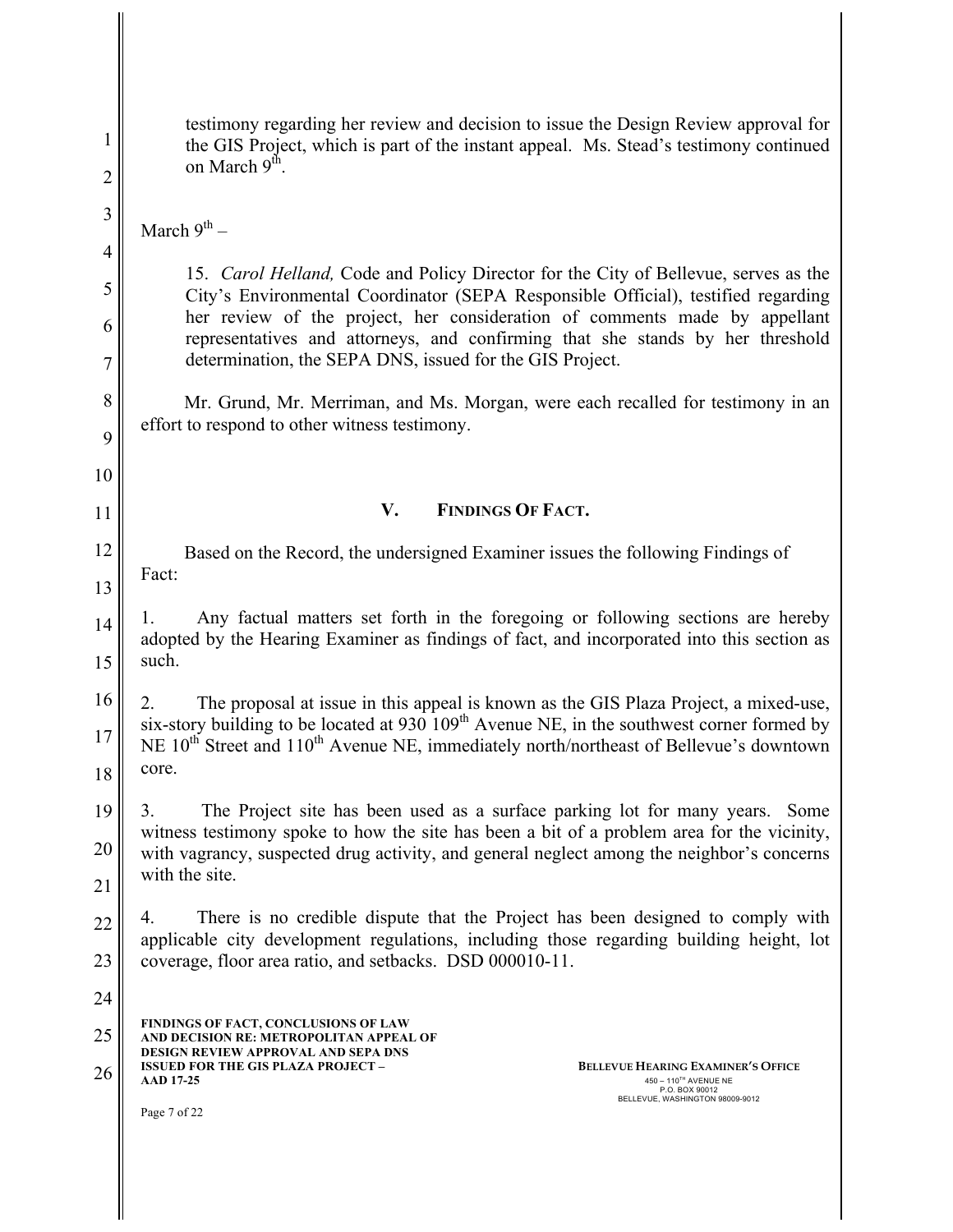testimony regarding her review and decision to issue the Design Review approval for the GIS Project, which is part of the instant appeal. Ms. Stead's testimony continued on March 9th.

March 9th –

15. *Carol Helland,* Code and Policy Director for the City of Bellevue, serves as the City's Environmental Coordinator (SEPA Responsible Official), testified regarding her review of the project, her consideration of comments made by appellant representatives and attorneys, and confirming that she stands by her threshold determination, the SEPA DNS, issued for the GIS Project.

Mr. Grund, Mr. Merriman, and Ms. Morgan, were each recalled for testimony in an effort to respond to other witness testimony.

## V. FINDINGS OF FACT.

Based on the Record, the undersigned Examiner issues the following Findings of Fact:

1. Any factual matters set forth in the foregoing or following sections are hereby adopted by the Hearing Examiner as findings of fact, and incorporated into this section as such.

2. The proposal at issue in this appeal is known as the GIS Plaza Project, a mixed-use, six-story building to be located at 930 109th Avenue NE, in the southwest corner formed by NE 10th Street and 110th Avenue NE, immediately north/northeast of Bellevue's downtown core.

3. The Project site has been used as a surface parking lot for many years. Some witness testimony spoke to how the site has been a bit of a problem area for the vicinity, with vagrancy, suspected drug activity, and general neglect among the neighbor's concerns with the site.

4. There is no credible dispute that the Project has been designed to comply with applicable city development regulations, including those regarding building height, lot coverage, floor area ratio, and setbacks. DSD 000010-11.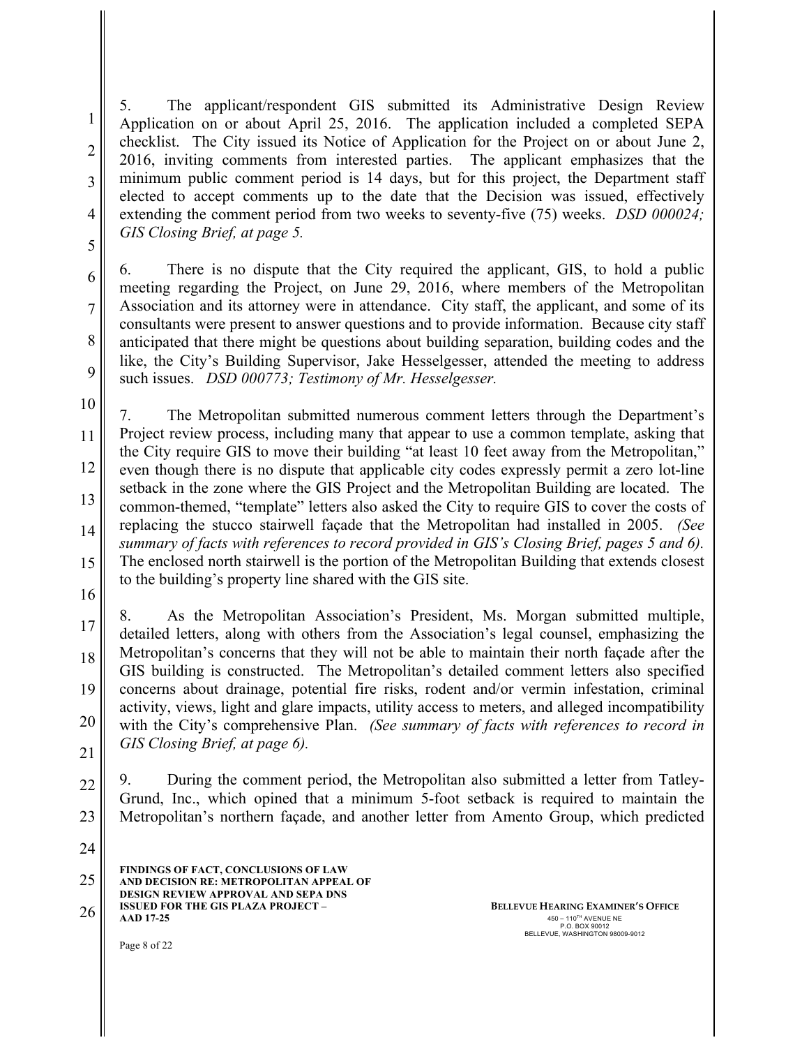5. The applicant/respondent GIS submitted its Administrative Design Review Application on or about April 25, 2016. The application included a completed SEPA checklist. The City issued its Notice of Application for the Project on or about June 2, 2016, inviting comments from interested parties. The applicant emphasizes that the minimum public comment period is 14 days, but for this project, the Department staff elected to accept comments up to the date that the Decision was issued, effectively extending the comment period from two weeks to seventy-five (75) weeks. *DSD 000024; GIS Closing Brief, at page 5.*

6. There is no dispute that the City required the applicant, GIS, to hold a public meeting regarding the Project, on June 29, 2016, where members of the Metropolitan Association and its attorney were in attendance. City staff, the applicant, and some of its consultants were present to answer questions and to provide information. Because city staff anticipated that there might be questions about building separation, building codes and the like, the City's Building Supervisor, Jake Hesselgesser, attended the meeting to address such issues. *DSD 000773; Testimony of Mr. Hesselgesser.*

7. The Metropolitan submitted numerous comment letters through the Department's Project review process, including many that appear to use a common template, asking that the City require GIS to move their building "at least 10 feet away from the Metropolitan," even though there is no dispute that applicable city codes expressly permit a zero lot-line setback in the zone where the GIS Project and the Metropolitan Building are located. The common-themed, "template" letters also asked the City to require GIS to cover the costs of replacing the stucco stairwell façade that the Metropolitan had installed in 2005. *(See summary of facts with references to record provided in GIS's Closing Brief, pages 5 and 6).* The enclosed north stairwell is the portion of the Metropolitan Building that extends closest to the building's property line shared with the GIS site.

8. As the Metropolitan Association's President, Ms. Morgan submitted multiple, detailed letters, along with others from the Association's legal counsel, emphasizing the Metropolitan's concerns that they will not be able to maintain their north façade after the GIS building is constructed. The Metropolitan's detailed comment letters also specified concerns about drainage, potential fire risks, rodent and/or vermin infestation, criminal activity, views, light and glare impacts, utility access to meters, and alleged incompatibility with the City's comprehensive Plan. *(See summary of facts with references to record in GIS Closing Brief, at page 6).*

9. During the comment period, the Metropolitan also submitted a letter from Tatley-Grund, Inc., which opined that a minimum 5-foot setback is required to maintain the Metropolitan's northern façade, and another letter from Amento Group, which predicted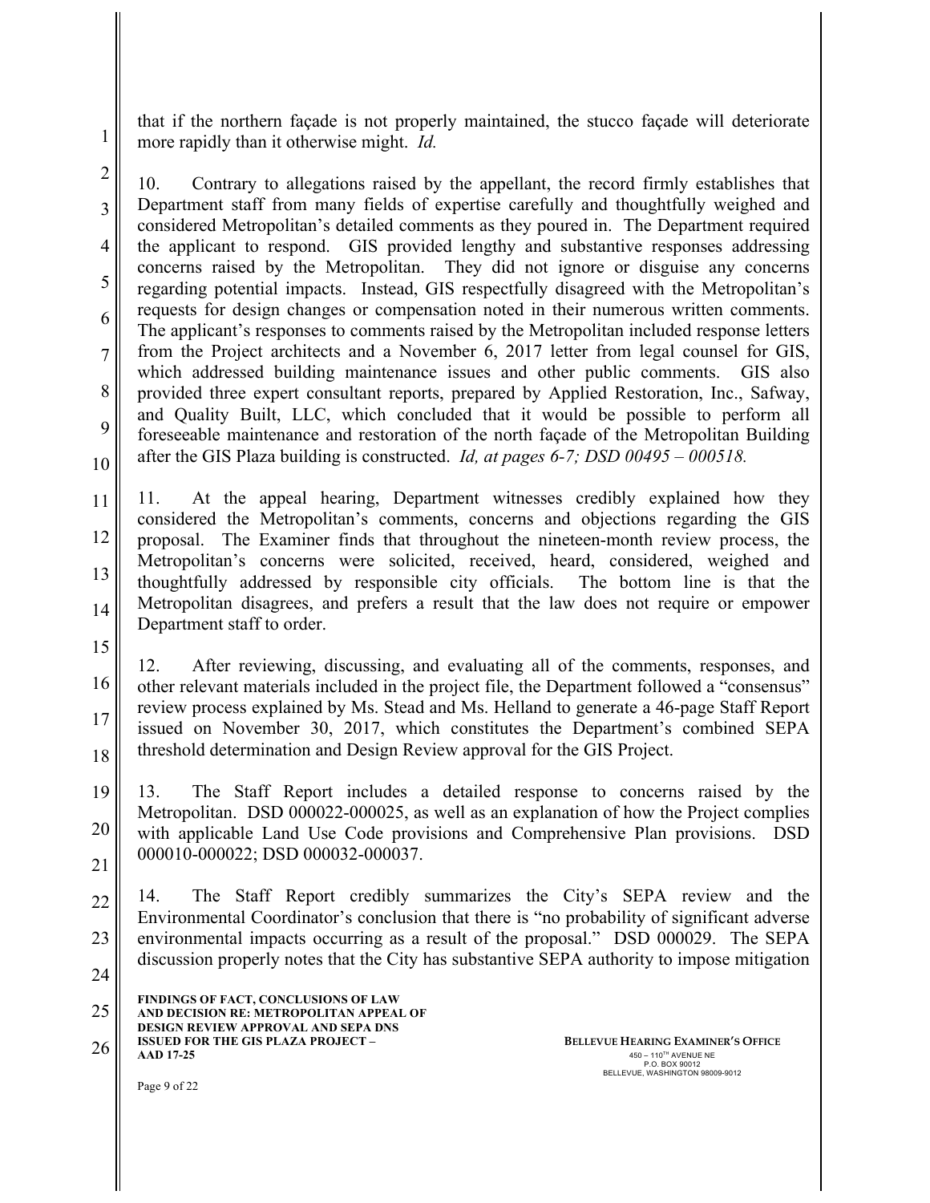that if the northern façade is not properly maintained, the stucco façade will deteriorate more rapidly than it otherwise might. *Id.*

10. Contrary to allegations raised by the appellant, the record firmly establishes that Department staff from many fields of expertise carefully and thoughtfully weighed and considered Metropolitan's detailed comments as they poured in. The Department required the applicant to respond. GIS provided lengthy and substantive responses addressing concerns raised by the Metropolitan. They did not ignore or disguise any concerns regarding potential impacts. Instead, GIS respectfully disagreed with the Metropolitan's requests for design changes or compensation noted in their numerous written comments. The applicant's responses to comments raised by the Metropolitan included response letters from the Project architects and a November 6, 2017 letter from legal counsel for GIS, which addressed building maintenance issues and other public comments. GIS also provided three expert consultant reports, prepared by Applied Restoration, Inc., Safway, and Quality Built, LLC, which concluded that it would be possible to perform all foreseeable maintenance and restoration of the north façade of the Metropolitan Building after the GIS Plaza building is constructed. *Id, at pages 6-7; DSD 00495 – 000518.*

11. At the appeal hearing, Department witnesses credibly explained how they considered the Metropolitan's comments, concerns and objections regarding the GIS proposal. The Examiner finds that throughout the nineteen-month review process, the Metropolitan's concerns were solicited, received, heard, considered, weighed and thoughtfully addressed by responsible city officials. The bottom line is that the Metropolitan disagrees, and prefers a result that the law does not require or empower Department staff to order.

12. After reviewing, discussing, and evaluating all of the comments, responses, and other relevant materials included in the project file, the Department followed a "consensus" review process explained by Ms. Stead and Ms. Helland to generate a 46-page Staff Report issued on November 30, 2017, which constitutes the Department's combined SEPA threshold determination and Design Review approval for the GIS Project.

13. The Staff Report includes a detailed response to concerns raised by the Metropolitan. DSD 000022-000025, as well as an explanation of how the Project complies with applicable Land Use Code provisions and Comprehensive Plan provisions. DSD 000010-000022; DSD 000032-000037.

14. The Staff Report credibly summarizes the City's SEPA review and the Environmental Coordinator's conclusion that there is "no probability of significant adverse environmental impacts occurring as a result of the proposal." DSD 000029. The SEPA discussion properly notes that the City has substantive SEPA authority to impose mitigation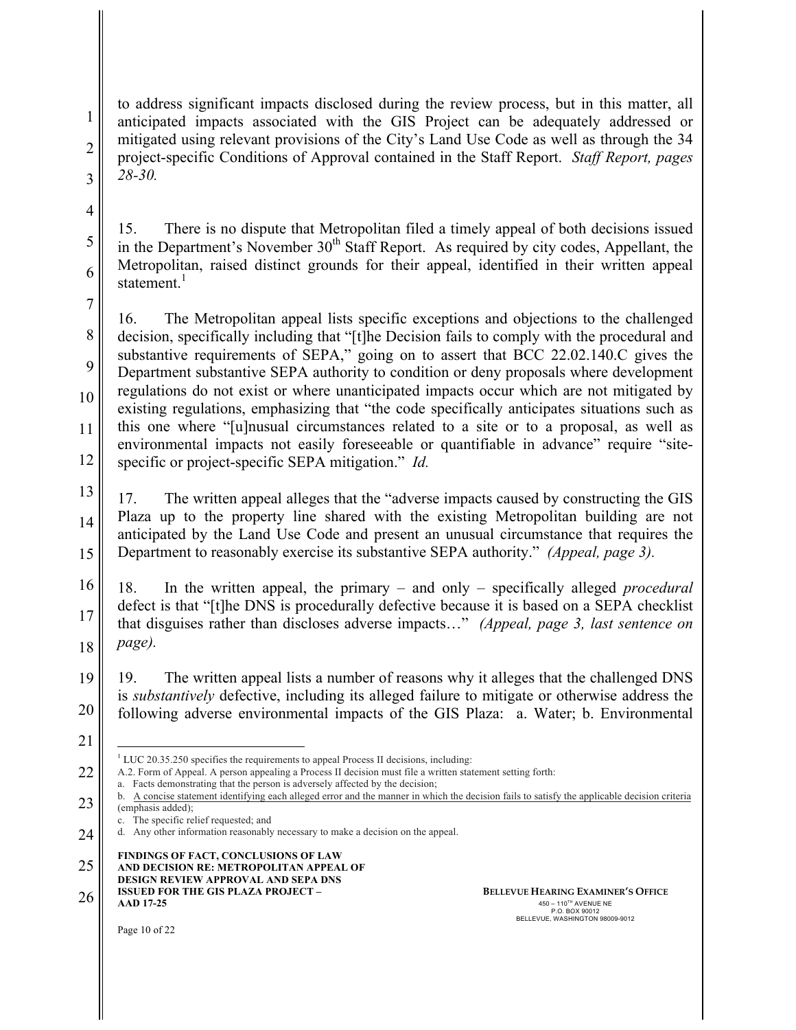to address significant impacts disclosed during the review process, but in this matter, all anticipated impacts associated with the GIS Project can be adequately addressed or mitigated using relevant provisions of the City's Land Use Code as well as through the 34 project-specific Conditions of Approval contained in the Staff Report. *Staff Report, pages 28-30.*

15. There is no dispute that Metropolitan filed a timely appeal of both decisions issued in the Department's November 30th Staff Report. As required by city codes, Appellant, the Metropolitan, raised distinct grounds for their appeal, identified in their written appeal statement.[1]

16. The Metropolitan appeal lists specific exceptions and objections to the challenged decision, specifically including that "[t]he Decision fails to comply with the procedural and substantive requirements of SEPA," going on to assert that BCC 22.02.140.C gives the Department substantive SEPA authority to condition or deny proposals where development regulations do not exist or where unanticipated impacts occur which are not mitigated by existing regulations, emphasizing that "the code specifically anticipates situations such as this one where "[u]nusual circumstances related to a site or to a proposal, as well as environmental impacts not easily foreseeable or quantifiable in advance" require "site-specific or project-specific SEPA mitigation." *Id.*

17. The written appeal alleges that the "adverse impacts caused by constructing the GIS Plaza up to the property line shared with the existing Metropolitan building are not anticipated by the Land Use Code and present an unusual circumstance that requires the Department to reasonably exercise its substantive SEPA authority." *(Appeal, page 3).*

18. In the written appeal, the primary – and only – specifically alleged *procedural* defect is that "[t]he DNS is procedurally defective because it is based on a SEPA checklist that disguises rather than discloses adverse impacts…" *(Appeal, page 3, last sentence on page).*

19. The written appeal lists a number of reasons why it alleges that the challenged DNS is *substantively* defective, including its alleged failure to mitigate or otherwise address the following adverse environmental impacts of the GIS Plaza: a. Water; b. Environmental

---

[1] LUC 20.35.250 specifies the requirements to appeal Process II decisions, including:
A.2. Form of Appeal. A person appealing a Process II decision must file a written statement setting forth:
a. Facts demonstrating that the person is adversely affected by the decision;
b. <u>A concise statement identifying each alleged error and the manner in which the decision fails to satisfy the applicable decision criteria</u> (emphasis added);
c. The specific relief requested; and
d. Any other information reasonably necessary to make a decision on the appeal.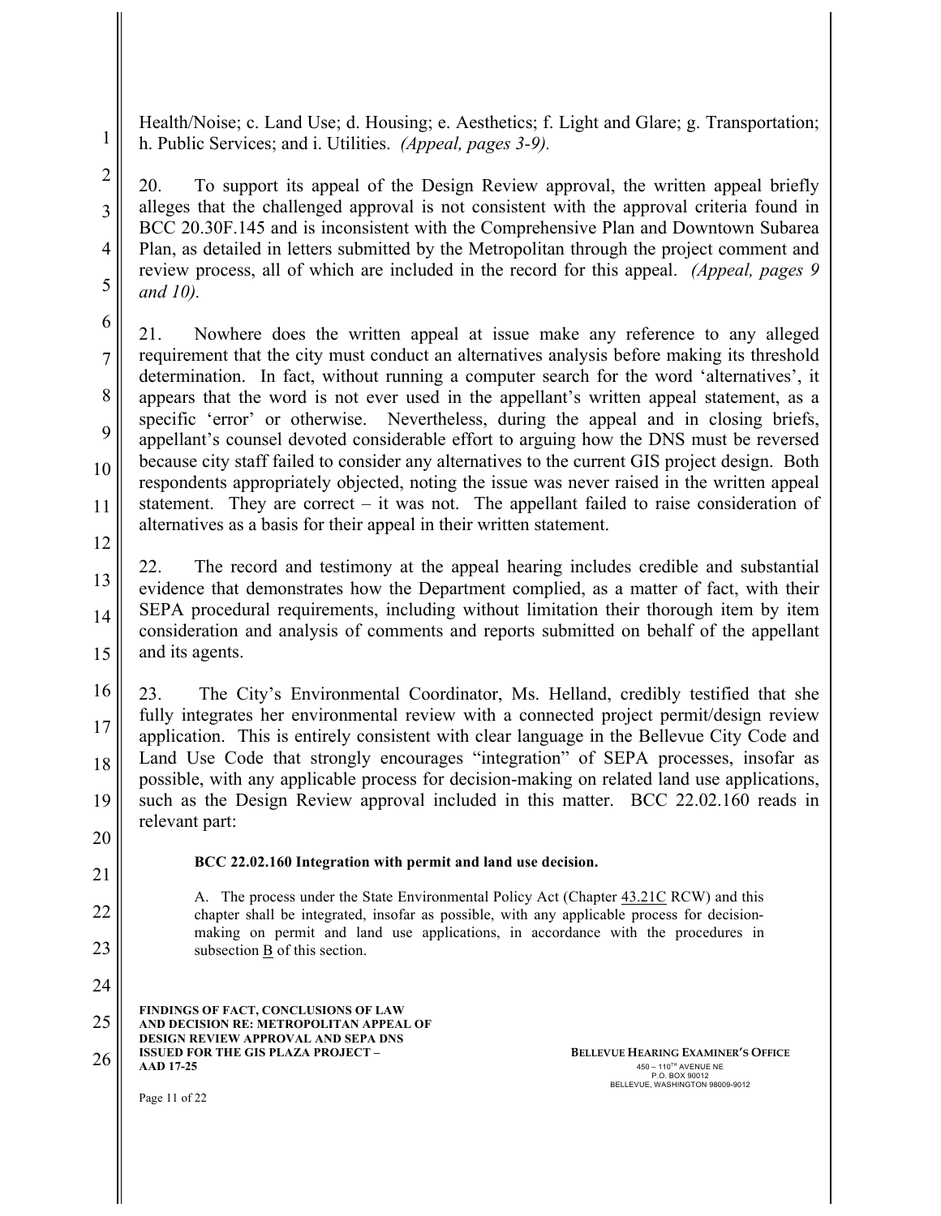Health/Noise; c. Land Use; d. Housing; e. Aesthetics; f. Light and Glare; g. Transportation; h. Public Services; and i. Utilities. *(Appeal, pages 3-9).*

20. To support its appeal of the Design Review approval, the written appeal briefly alleges that the challenged approval is not consistent with the approval criteria found in BCC 20.30F.145 and is inconsistent with the Comprehensive Plan and Downtown Subarea Plan, as detailed in letters submitted by the Metropolitan through the project comment and review process, all of which are included in the record for this appeal. *(Appeal, pages 9 and 10).*

21. Nowhere does the written appeal at issue make any reference to any alleged requirement that the city must conduct an alternatives analysis before making its threshold determination. In fact, without running a computer search for the word 'alternatives', it appears that the word is not ever used in the appellant's written appeal statement, as a specific 'error' or otherwise. Nevertheless, during the appeal and in closing briefs, appellant's counsel devoted considerable effort to arguing how the DNS must be reversed because city staff failed to consider any alternatives to the current GIS project design. Both respondents appropriately objected, noting the issue was never raised in the written appeal statement. They are correct – it was not. The appellant failed to raise consideration of alternatives as a basis for their appeal in their written statement.

22. The record and testimony at the appeal hearing includes credible and substantial evidence that demonstrates how the Department complied, as a matter of fact, with their SEPA procedural requirements, including without limitation their thorough item by item consideration and analysis of comments and reports submitted on behalf of the appellant and its agents.

23. The City's Environmental Coordinator, Ms. Helland, credibly testified that she fully integrates her environmental review with a connected project permit/design review application. This is entirely consistent with clear language in the Bellevue City Code and Land Use Code that strongly encourages "integration" of SEPA processes, insofar as possible, with any applicable process for decision-making on related land use applications, such as the Design Review approval included in this matter. BCC 22.02.160 reads in relevant part:

> **BCC 22.02.160 Integration with permit and land use decision.**
>
> A. The process under the State Environmental Policy Act (Chapter 43.21C RCW) and this chapter shall be integrated, insofar as possible, with any applicable process for decision-making on permit and land use applications, in accordance with the procedures in subsection B of this section.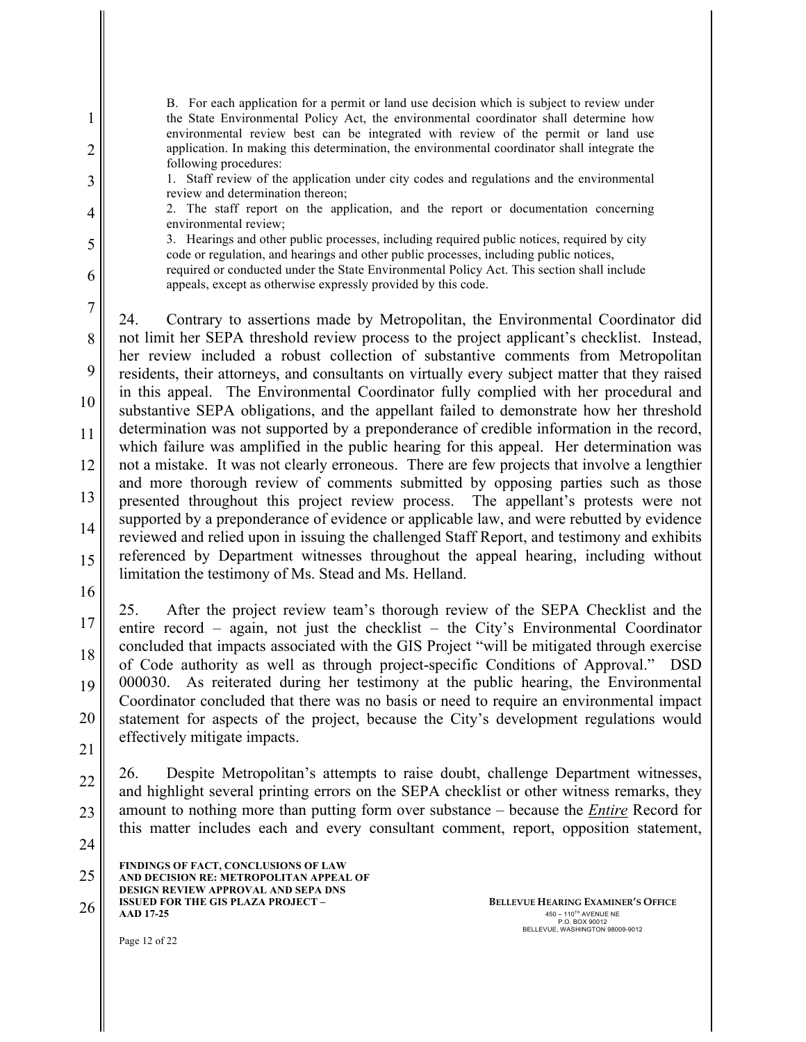> B. For each application for a permit or land use decision which is subject to review under the State Environmental Policy Act, the environmental coordinator shall determine how environmental review best can be integrated with review of the permit or land use application. In making this determination, the environmental coordinator shall integrate the following procedures:
>
> 1. Staff review of the application under city codes and regulations and the environmental review and determination thereon;
>
> 2. The staff report on the application, and the report or documentation concerning environmental review;
>
> 3. Hearings and other public processes, including required public notices, required by city code or regulation, and hearings and other public processes, including public notices, required or conducted under the State Environmental Policy Act. This section shall include appeals, except as otherwise expressly provided by this code.

24. Contrary to assertions made by Metropolitan, the Environmental Coordinator did not limit her SEPA threshold review process to the project applicant's checklist. Instead, her review included a robust collection of substantive comments from Metropolitan residents, their attorneys, and consultants on virtually every subject matter that they raised in this appeal. The Environmental Coordinator fully complied with her procedural and substantive SEPA obligations, and the appellant failed to demonstrate how her threshold determination was not supported by a preponderance of credible information in the record, which failure was amplified in the public hearing for this appeal. Her determination was not a mistake. It was not clearly erroneous. There are few projects that involve a lengthier and more thorough review of comments submitted by opposing parties such as those presented throughout this project review process. The appellant's protests were not supported by a preponderance of evidence or applicable law, and were rebutted by evidence reviewed and relied upon in issuing the challenged Staff Report, and testimony and exhibits referenced by Department witnesses throughout the appeal hearing, including without limitation the testimony of Ms. Stead and Ms. Helland.

25. After the project review team's thorough review of the SEPA Checklist and the entire record – again, not just the checklist – the City's Environmental Coordinator concluded that impacts associated with the GIS Project "will be mitigated through exercise of Code authority as well as through project-specific Conditions of Approval." DSD 000030. As reiterated during her testimony at the public hearing, the Environmental Coordinator concluded that there was no basis or need to require an environmental impact statement for aspects of the project, because the City's development regulations would effectively mitigate impacts.

26. Despite Metropolitan's attempts to raise doubt, challenge Department witnesses, and highlight several printing errors on the SEPA checklist or other witness remarks, they amount to nothing more than putting form over substance – because the ***Entire*** Record for this matter includes each and every consultant comment, report, opposition statement,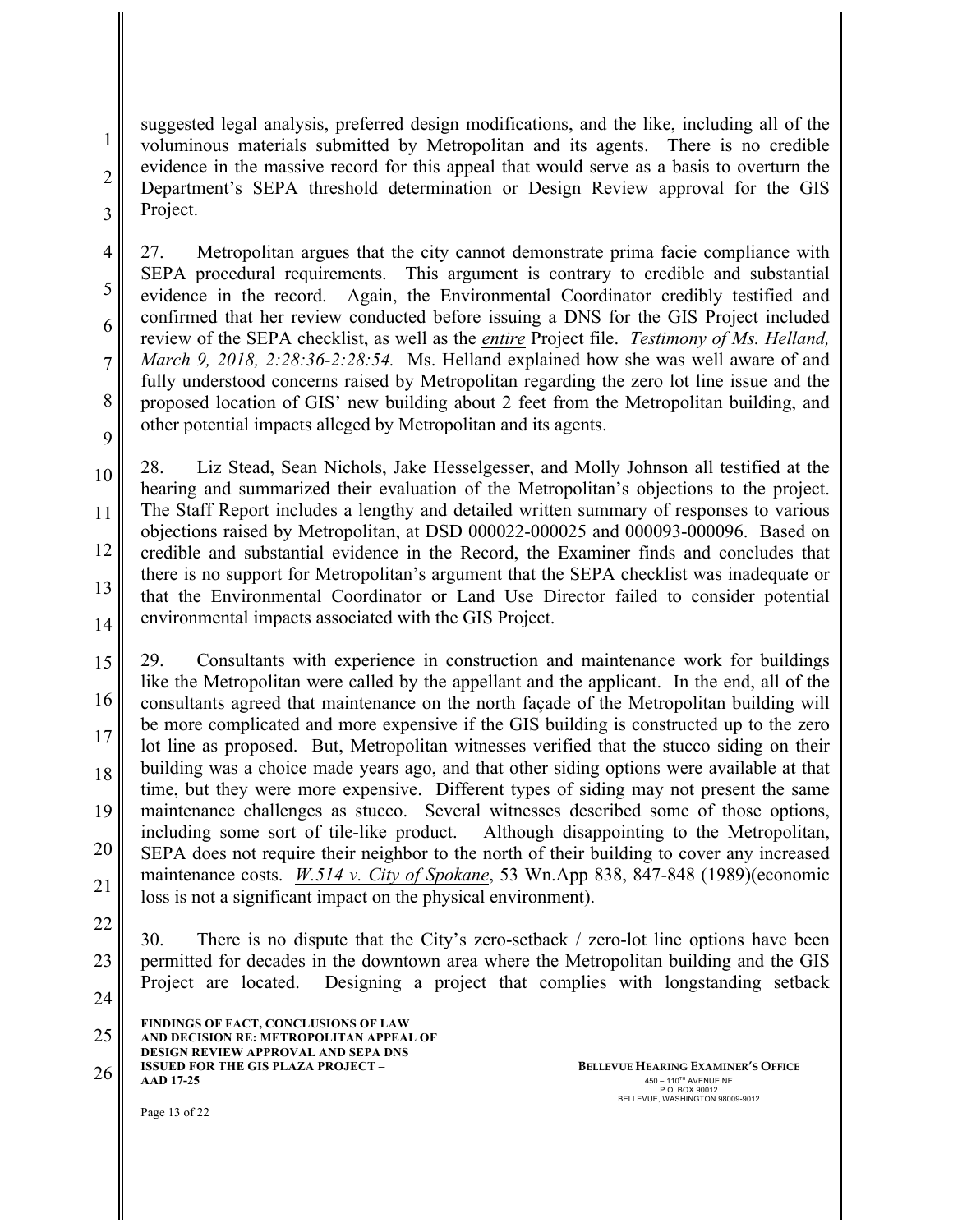suggested legal analysis, preferred design modifications, and the like, including all of the voluminous materials submitted by Metropolitan and its agents. There is no credible evidence in the massive record for this appeal that would serve as a basis to overturn the Department's SEPA threshold determination or Design Review approval for the GIS Project.

27. Metropolitan argues that the city cannot demonstrate prima facie compliance with SEPA procedural requirements. This argument is contrary to credible and substantial evidence in the record. Again, the Environmental Coordinator credibly testified and confirmed that her review conducted before issuing a DNS for the GIS Project included review of the SEPA checklist, as well as the ***entire*** Project file. *Testimony of Ms. Helland, March 9, 2018, 2:28:36-2:28:54.* Ms. Helland explained how she was well aware of and fully understood concerns raised by Metropolitan regarding the zero lot line issue and the proposed location of GIS' new building about 2 feet from the Metropolitan building, and other potential impacts alleged by Metropolitan and its agents.

28. Liz Stead, Sean Nichols, Jake Hesselgesser, and Molly Johnson all testified at the hearing and summarized their evaluation of the Metropolitan's objections to the project. The Staff Report includes a lengthy and detailed written summary of responses to various objections raised by Metropolitan, at DSD 000022-000025 and 000093-000096. Based on credible and substantial evidence in the Record, the Examiner finds and concludes that there is no support for Metropolitan's argument that the SEPA checklist was inadequate or that the Environmental Coordinator or Land Use Director failed to consider potential environmental impacts associated with the GIS Project.

29. Consultants with experience in construction and maintenance work for buildings like the Metropolitan were called by the appellant and the applicant. In the end, all of the consultants agreed that maintenance on the north façade of the Metropolitan building will be more complicated and more expensive if the GIS building is constructed up to the zero lot line as proposed. But, Metropolitan witnesses verified that the stucco siding on their building was a choice made years ago, and that other siding options were available at that time, but they were more expensive. Different types of siding may not present the same maintenance challenges as stucco. Several witnesses described some of those options, including some sort of tile-like product. Although disappointing to the Metropolitan, SEPA does not require their neighbor to the north of their building to cover any increased maintenance costs. *W.514 v. City of Spokane*, 53 Wn.App 838, 847-848 (1989)(economic loss is not a significant impact on the physical environment).

30. There is no dispute that the City's zero-setback / zero-lot line options have been permitted for decades in the downtown area where the Metropolitan building and the GIS Project are located. Designing a project that complies with longstanding setback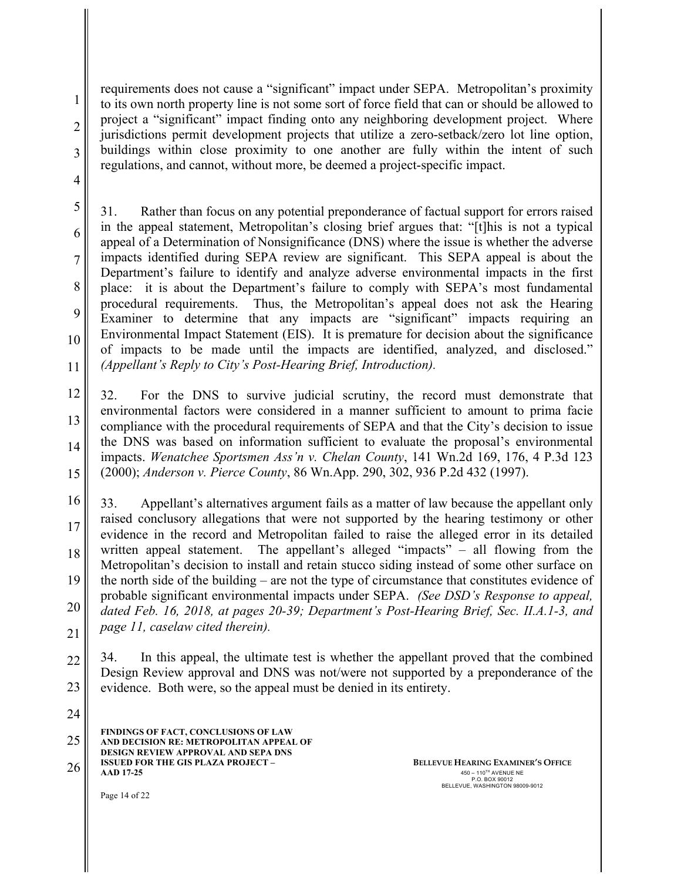requirements does not cause a "significant" impact under SEPA. Metropolitan's proximity to its own north property line is not some sort of force field that can or should be allowed to project a "significant" impact finding onto any neighboring development project. Where jurisdictions permit development projects that utilize a zero-setback/zero lot line option, buildings within close proximity to one another are fully within the intent of such regulations, and cannot, without more, be deemed a project-specific impact.

31. Rather than focus on any potential preponderance of factual support for errors raised in the appeal statement, Metropolitan's closing brief argues that: "[t]his is not a typical appeal of a Determination of Nonsignificance (DNS) where the issue is whether the adverse impacts identified during SEPA review are significant. This SEPA appeal is about the Department's failure to identify and analyze adverse environmental impacts in the first place: it is about the Department's failure to comply with SEPA's most fundamental procedural requirements. Thus, the Metropolitan's appeal does not ask the Hearing Examiner to determine that any impacts are "significant" impacts requiring an Environmental Impact Statement (EIS). It is premature for decision about the significance of impacts to be made until the impacts are identified, analyzed, and disclosed." *(Appellant's Reply to City's Post-Hearing Brief, Introduction).*

32. For the DNS to survive judicial scrutiny, the record must demonstrate that environmental factors were considered in a manner sufficient to amount to prima facie compliance with the procedural requirements of SEPA and that the City's decision to issue the DNS was based on information sufficient to evaluate the proposal's environmental impacts. *Wenatchee Sportsmen Ass'n v. Chelan County*, 141 Wn.2d 169, 176, 4 P.3d 123 (2000); *Anderson v. Pierce County*, 86 Wn.App. 290, 302, 936 P.2d 432 (1997).

33. Appellant's alternatives argument fails as a matter of law because the appellant only raised conclusory allegations that were not supported by the hearing testimony or other evidence in the record and Metropolitan failed to raise the alleged error in its detailed written appeal statement. The appellant's alleged "impacts" – all flowing from the Metropolitan's decision to install and retain stucco siding instead of some other surface on the north side of the building – are not the type of circumstance that constitutes evidence of probable significant environmental impacts under SEPA. *(See DSD's Response to appeal, dated Feb. 16, 2018, at pages 20-39; Department's Post-Hearing Brief, Sec. II.A.1-3, and page 11, caselaw cited therein).*

34. In this appeal, the ultimate test is whether the appellant proved that the combined Design Review approval and DNS was not/were not supported by a preponderance of the evidence. Both were, so the appeal must be denied in its entirety.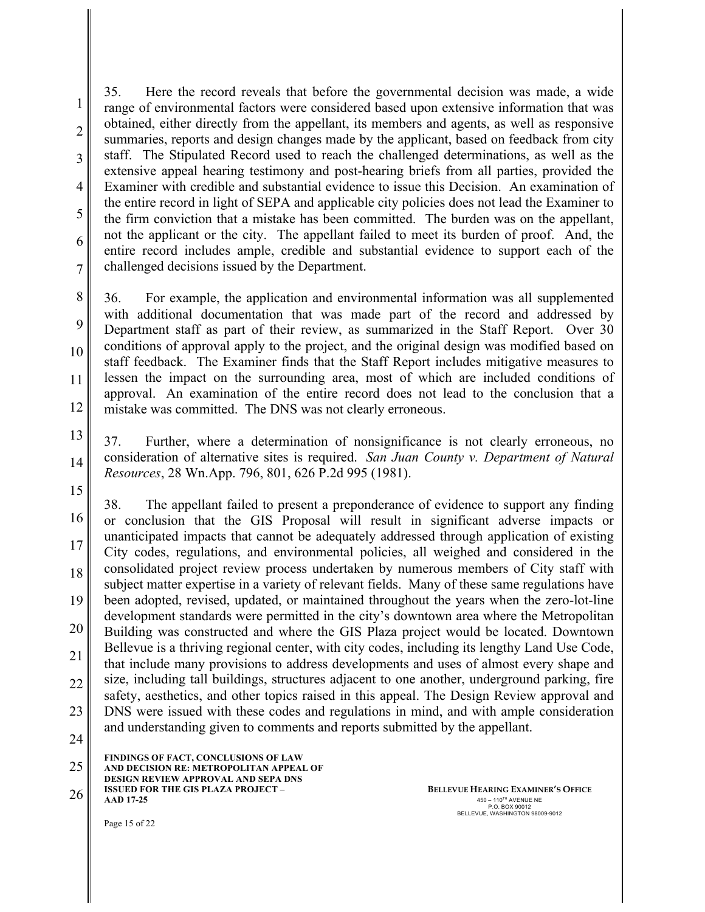35. Here the record reveals that before the governmental decision was made, a wide range of environmental factors were considered based upon extensive information that was obtained, either directly from the appellant, its members and agents, as well as responsive summaries, reports and design changes made by the applicant, based on feedback from city staff. The Stipulated Record used to reach the challenged determinations, as well as the extensive appeal hearing testimony and post-hearing briefs from all parties, provided the Examiner with credible and substantial evidence to issue this Decision. An examination of the entire record in light of SEPA and applicable city policies does not lead the Examiner to the firm conviction that a mistake has been committed. The burden was on the appellant, not the applicant or the city. The appellant failed to meet its burden of proof. And, the entire record includes ample, credible and substantial evidence to support each of the challenged decisions issued by the Department.

36. For example, the application and environmental information was all supplemented with additional documentation that was made part of the record and addressed by Department staff as part of their review, as summarized in the Staff Report. Over 30 conditions of approval apply to the project, and the original design was modified based on staff feedback. The Examiner finds that the Staff Report includes mitigative measures to lessen the impact on the surrounding area, most of which are included conditions of approval. An examination of the entire record does not lead to the conclusion that a mistake was committed. The DNS was not clearly erroneous.

37. Further, where a determination of nonsignificance is not clearly erroneous, no consideration of alternative sites is required. *San Juan County v. Department of Natural Resources*, 28 Wn.App. 796, 801, 626 P.2d 995 (1981).

38. The appellant failed to present a preponderance of evidence to support any finding or conclusion that the GIS Proposal will result in significant adverse impacts or unanticipated impacts that cannot be adequately addressed through application of existing City codes, regulations, and environmental policies, all weighed and considered in the consolidated project review process undertaken by numerous members of City staff with subject matter expertise in a variety of relevant fields. Many of these same regulations have been adopted, revised, updated, or maintained throughout the years when the zero-lot-line development standards were permitted in the city's downtown area where the Metropolitan Building was constructed and where the GIS Plaza project would be located. Downtown Bellevue is a thriving regional center, with city codes, including its lengthy Land Use Code, that include many provisions to address developments and uses of almost every shape and size, including tall buildings, structures adjacent to one another, underground parking, fire safety, aesthetics, and other topics raised in this appeal. The Design Review approval and DNS were issued with these codes and regulations in mind, and with ample consideration and understanding given to comments and reports submitted by the appellant.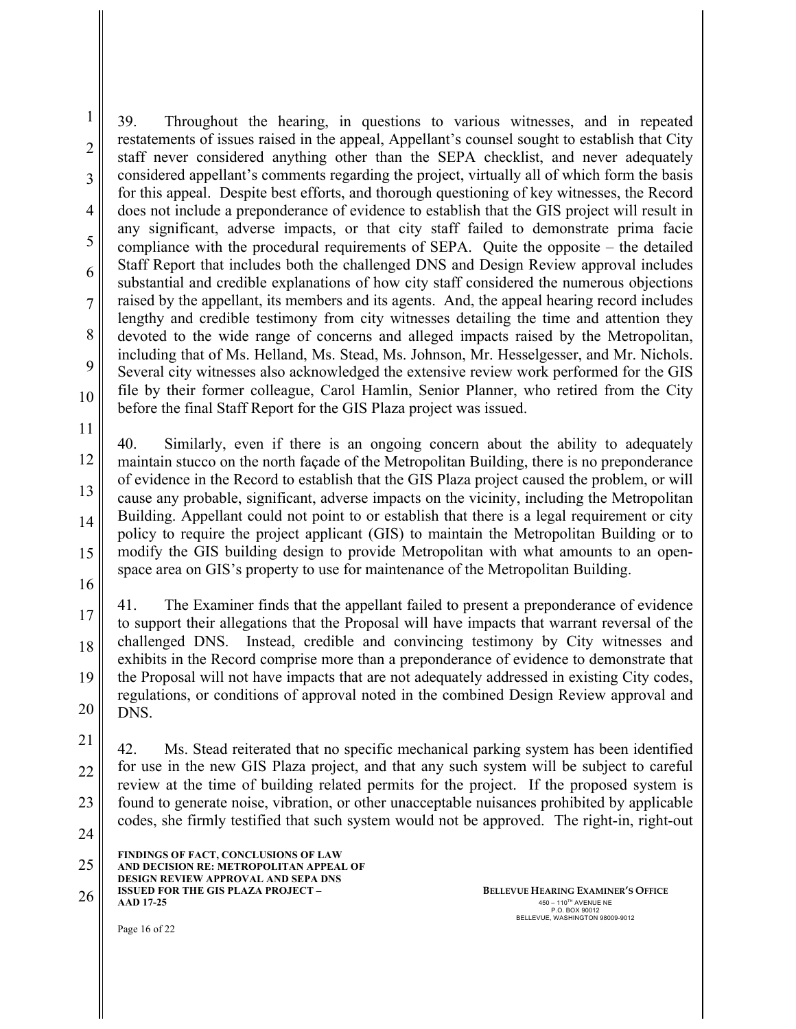39. Throughout the hearing, in questions to various witnesses, and in repeated restatements of issues raised in the appeal, Appellant's counsel sought to establish that City staff never considered anything other than the SEPA checklist, and never adequately considered appellant's comments regarding the project, virtually all of which form the basis for this appeal. Despite best efforts, and thorough questioning of key witnesses, the Record does not include a preponderance of evidence to establish that the GIS project will result in any significant, adverse impacts, or that city staff failed to demonstrate prima facie compliance with the procedural requirements of SEPA. Quite the opposite – the detailed Staff Report that includes both the challenged DNS and Design Review approval includes substantial and credible explanations of how city staff considered the numerous objections raised by the appellant, its members and its agents. And, the appeal hearing record includes lengthy and credible testimony from city witnesses detailing the time and attention they devoted to the wide range of concerns and alleged impacts raised by the Metropolitan, including that of Ms. Helland, Ms. Stead, Ms. Johnson, Mr. Hesselgesser, and Mr. Nichols. Several city witnesses also acknowledged the extensive review work performed for the GIS file by their former colleague, Carol Hamlin, Senior Planner, who retired from the City before the final Staff Report for the GIS Plaza project was issued.

40. Similarly, even if there is an ongoing concern about the ability to adequately maintain stucco on the north façade of the Metropolitan Building, there is no preponderance of evidence in the Record to establish that the GIS Plaza project caused the problem, or will cause any probable, significant, adverse impacts on the vicinity, including the Metropolitan Building. Appellant could not point to or establish that there is a legal requirement or city policy to require the project applicant (GIS) to maintain the Metropolitan Building or to modify the GIS building design to provide Metropolitan with what amounts to an open-space area on GIS's property to use for maintenance of the Metropolitan Building.

41. The Examiner finds that the appellant failed to present a preponderance of evidence to support their allegations that the Proposal will have impacts that warrant reversal of the challenged DNS. Instead, credible and convincing testimony by City witnesses and exhibits in the Record comprise more than a preponderance of evidence to demonstrate that the Proposal will not have impacts that are not adequately addressed in existing City codes, regulations, or conditions of approval noted in the combined Design Review approval and DNS.

42. Ms. Stead reiterated that no specific mechanical parking system has been identified for use in the new GIS Plaza project, and that any such system will be subject to careful review at the time of building related permits for the project. If the proposed system is found to generate noise, vibration, or other unacceptable nuisances prohibited by applicable codes, she firmly testified that such system would not be approved. The right-in, right-out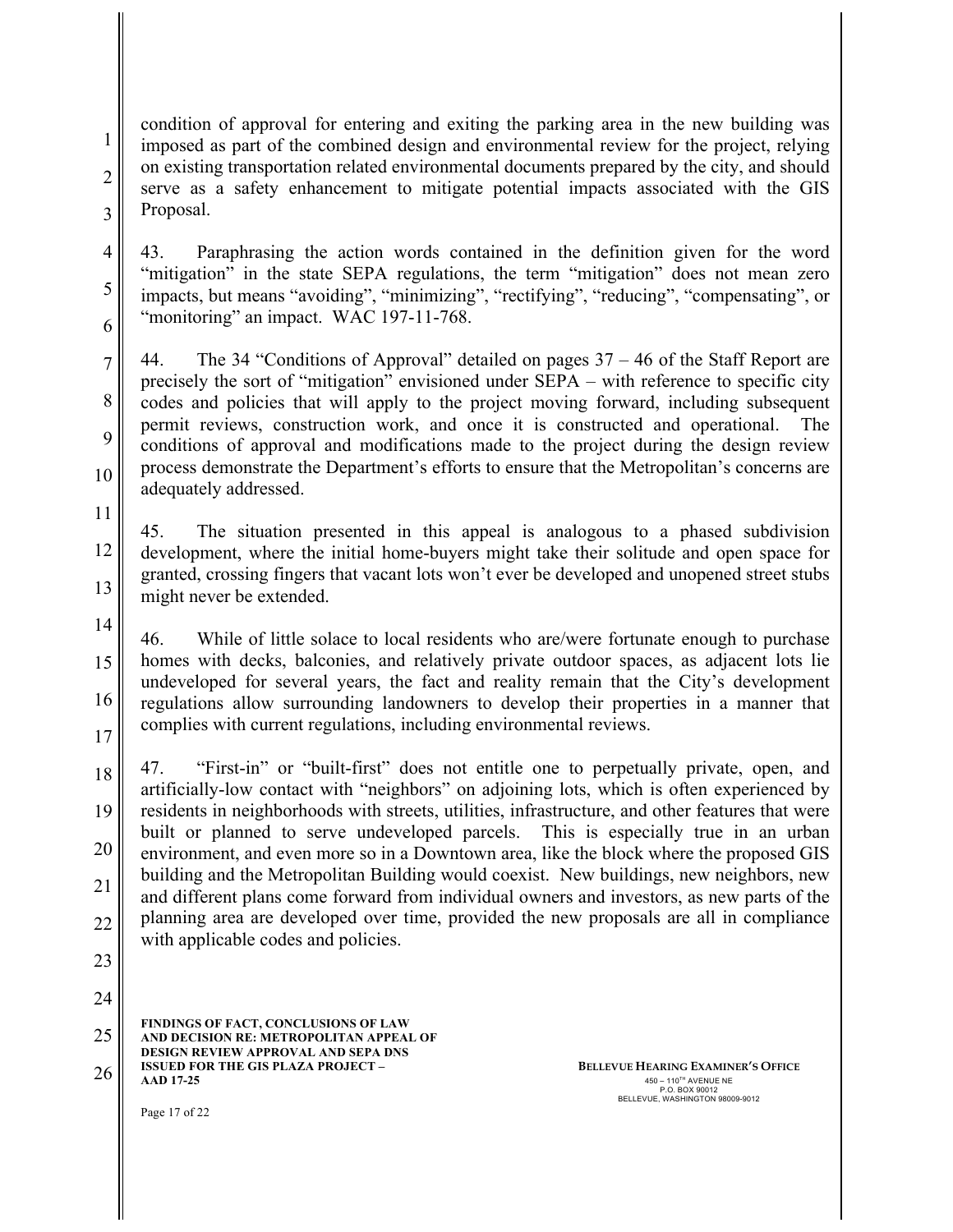condition of approval for entering and exiting the parking area in the new building was imposed as part of the combined design and environmental review for the project, relying on existing transportation related environmental documents prepared by the city, and should serve as a safety enhancement to mitigate potential impacts associated with the GIS Proposal.

43. Paraphrasing the action words contained in the definition given for the word "mitigation" in the state SEPA regulations, the term "mitigation" does not mean zero impacts, but means "avoiding", "minimizing", "rectifying", "reducing", "compensating", or "monitoring" an impact. WAC 197-11-768.

44. The 34 "Conditions of Approval" detailed on pages 37 – 46 of the Staff Report are precisely the sort of "mitigation" envisioned under SEPA – with reference to specific city codes and policies that will apply to the project moving forward, including subsequent permit reviews, construction work, and once it is constructed and operational. The conditions of approval and modifications made to the project during the design review process demonstrate the Department's efforts to ensure that the Metropolitan's concerns are adequately addressed.

45. The situation presented in this appeal is analogous to a phased subdivision development, where the initial home-buyers might take their solitude and open space for granted, crossing fingers that vacant lots won't ever be developed and unopened street stubs might never be extended.

46. While of little solace to local residents who are/were fortunate enough to purchase homes with decks, balconies, and relatively private outdoor spaces, as adjacent lots lie undeveloped for several years, the fact and reality remain that the City's development regulations allow surrounding landowners to develop their properties in a manner that complies with current regulations, including environmental reviews.

47. "First-in" or "built-first" does not entitle one to perpetually private, open, and artificially-low contact with "neighbors" on adjoining lots, which is often experienced by residents in neighborhoods with streets, utilities, infrastructure, and other features that were built or planned to serve undeveloped parcels. This is especially true in an urban environment, and even more so in a Downtown area, like the block where the proposed GIS building and the Metropolitan Building would coexist. New buildings, new neighbors, new and different plans come forward from individual owners and investors, as new parts of the planning area are developed over time, provided the new proposals are all in compliance with applicable codes and policies.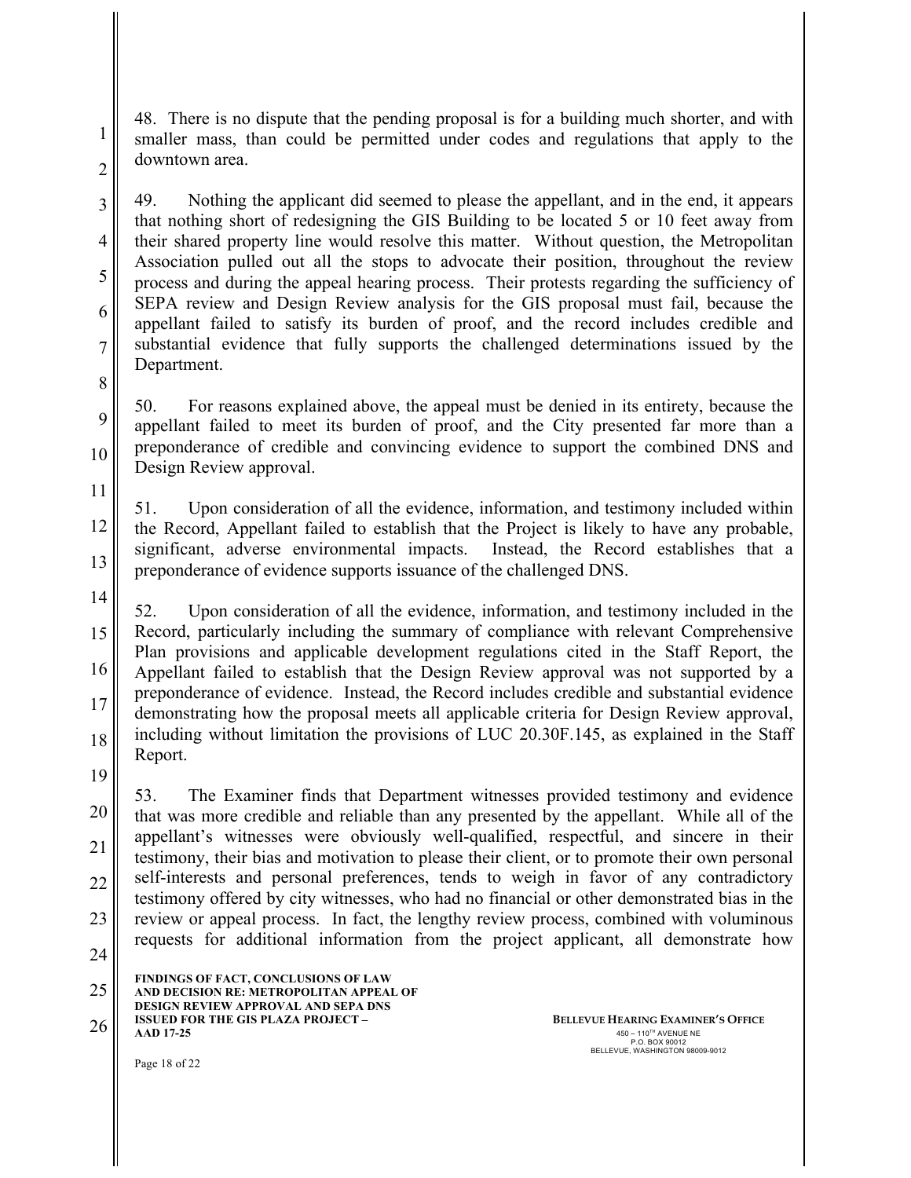48. There is no dispute that the pending proposal is for a building much shorter, and with smaller mass, than could be permitted under codes and regulations that apply to the downtown area.

49. Nothing the applicant did seemed to please the appellant, and in the end, it appears that nothing short of redesigning the GIS Building to be located 5 or 10 feet away from their shared property line would resolve this matter. Without question, the Metropolitan Association pulled out all the stops to advocate their position, throughout the review process and during the appeal hearing process. Their protests regarding the sufficiency of SEPA review and Design Review analysis for the GIS proposal must fail, because the appellant failed to satisfy its burden of proof, and the record includes credible and substantial evidence that fully supports the challenged determinations issued by the Department.

50. For reasons explained above, the appeal must be denied in its entirety, because the appellant failed to meet its burden of proof, and the City presented far more than a preponderance of credible and convincing evidence to support the combined DNS and Design Review approval.

51. Upon consideration of all the evidence, information, and testimony included within the Record, Appellant failed to establish that the Project is likely to have any probable, significant, adverse environmental impacts. Instead, the Record establishes that a preponderance of evidence supports issuance of the challenged DNS.

52. Upon consideration of all the evidence, information, and testimony included in the Record, particularly including the summary of compliance with relevant Comprehensive Plan provisions and applicable development regulations cited in the Staff Report, the Appellant failed to establish that the Design Review approval was not supported by a preponderance of evidence. Instead, the Record includes credible and substantial evidence demonstrating how the proposal meets all applicable criteria for Design Review approval, including without limitation the provisions of LUC 20.30F.145, as explained in the Staff Report.

53. The Examiner finds that Department witnesses provided testimony and evidence that was more credible and reliable than any presented by the appellant. While all of the appellant's witnesses were obviously well-qualified, respectful, and sincere in their testimony, their bias and motivation to please their client, or to promote their own personal self-interests and personal preferences, tends to weigh in favor of any contradictory testimony offered by city witnesses, who had no financial or other demonstrated bias in the review or appeal process. In fact, the lengthy review process, combined with voluminous requests for additional information from the project applicant, all demonstrate how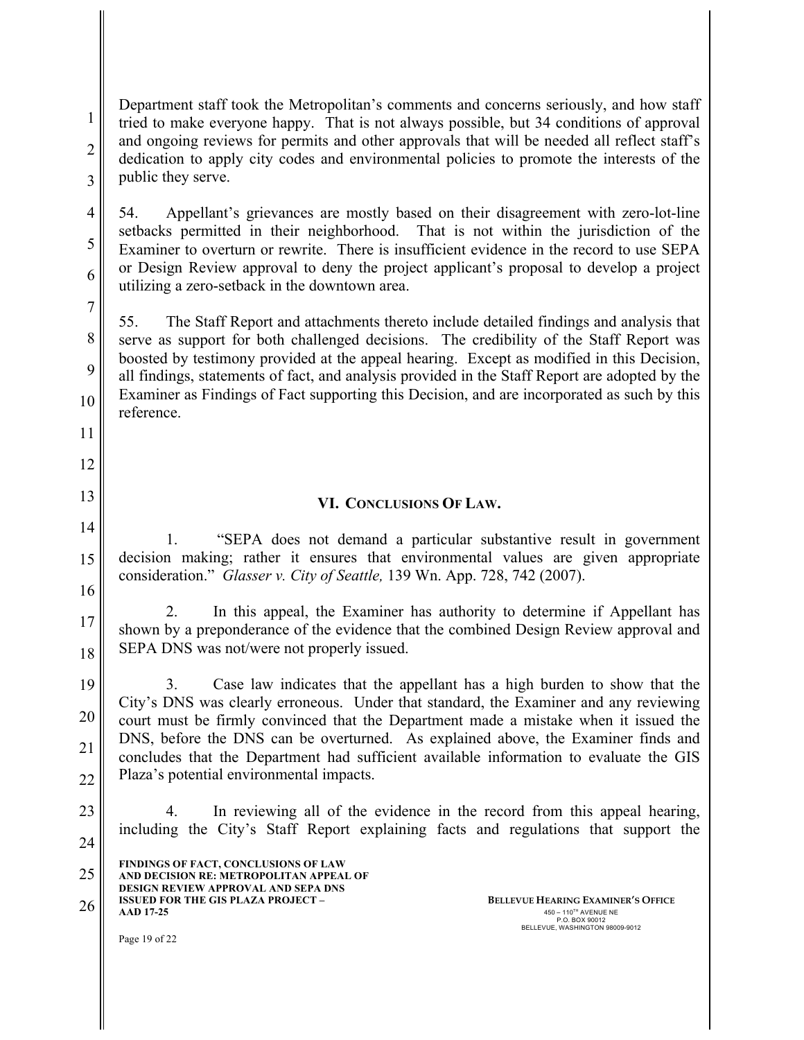Department staff took the Metropolitan's comments and concerns seriously, and how staff tried to make everyone happy. That is not always possible, but 34 conditions of approval and ongoing reviews for permits and other approvals that will be needed all reflect staff's dedication to apply city codes and environmental policies to promote the interests of the public they serve.

54. Appellant's grievances are mostly based on their disagreement with zero-lot-line setbacks permitted in their neighborhood. That is not within the jurisdiction of the Examiner to overturn or rewrite. There is insufficient evidence in the record to use SEPA or Design Review approval to deny the project applicant's proposal to develop a project utilizing a zero-setback in the downtown area.

55. The Staff Report and attachments thereto include detailed findings and analysis that serve as support for both challenged decisions. The credibility of the Staff Report was boosted by testimony provided at the appeal hearing. Except as modified in this Decision, all findings, statements of fact, and analysis provided in the Staff Report are adopted by the Examiner as Findings of Fact supporting this Decision, and are incorporated as such by this reference.

## VI. CONCLUSIONS OF LAW.

1. "SEPA does not demand a particular substantive result in government decision making; rather it ensures that environmental values are given appropriate consideration." *Glasser v. City of Seattle,* 139 Wn. App. 728, 742 (2007).

2. In this appeal, the Examiner has authority to determine if Appellant has shown by a preponderance of the evidence that the combined Design Review approval and SEPA DNS was not/were not properly issued.

3. Case law indicates that the appellant has a high burden to show that the City's DNS was clearly erroneous. Under that standard, the Examiner and any reviewing court must be firmly convinced that the Department made a mistake when it issued the DNS, before the DNS can be overturned. As explained above, the Examiner finds and concludes that the Department had sufficient available information to evaluate the GIS Plaza's potential environmental impacts.

4. In reviewing all of the evidence in the record from this appeal hearing, including the City's Staff Report explaining facts and regulations that support the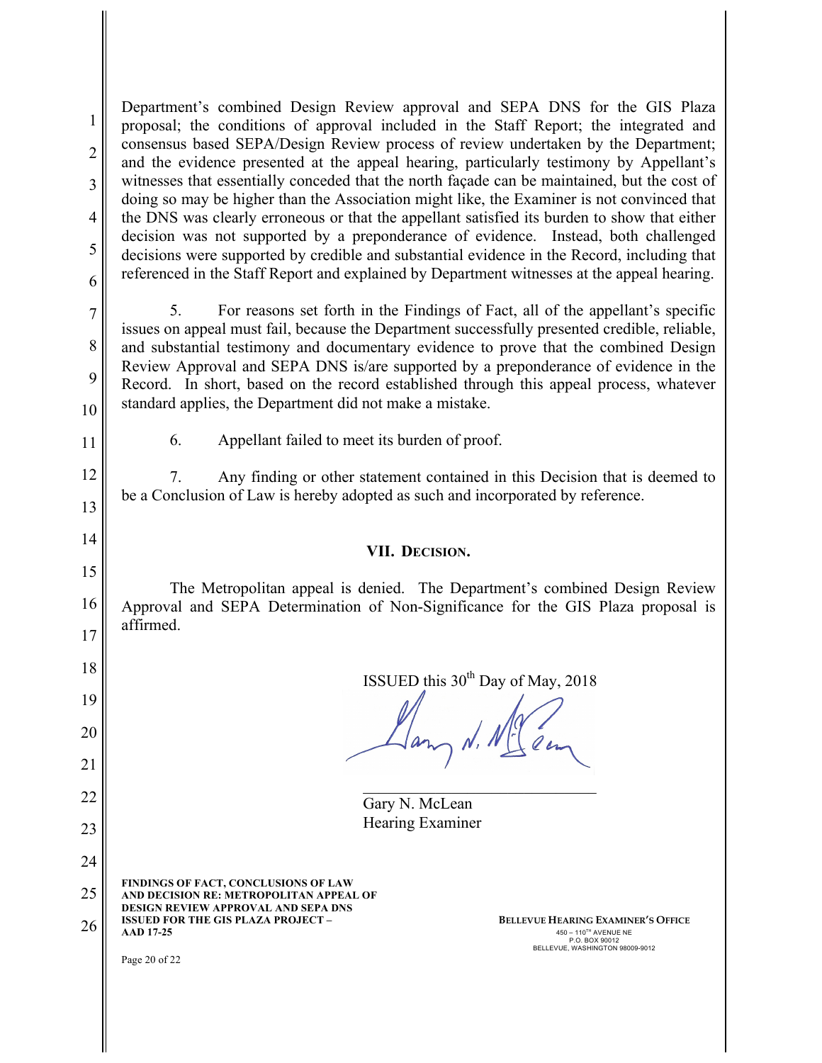Department's combined Design Review approval and SEPA DNS for the GIS Plaza proposal; the conditions of approval included in the Staff Report; the integrated and consensus based SEPA/Design Review process of review undertaken by the Department; and the evidence presented at the appeal hearing, particularly testimony by Appellant's witnesses that essentially conceded that the north façade can be maintained, but the cost of doing so may be higher than the Association might like, the Examiner is not convinced that the DNS was clearly erroneous or that the appellant satisfied its burden to show that either decision was not supported by a preponderance of evidence. Instead, both challenged decisions were supported by credible and substantial evidence in the Record, including that referenced in the Staff Report and explained by Department witnesses at the appeal hearing.

5. For reasons set forth in the Findings of Fact, all of the appellant's specific issues on appeal must fail, because the Department successfully presented credible, reliable, and substantial testimony and documentary evidence to prove that the combined Design Review Approval and SEPA DNS is/are supported by a preponderance of evidence in the Record. In short, based on the record established through this appeal process, whatever standard applies, the Department did not make a mistake.

6. Appellant failed to meet its burden of proof.

7. Any finding or other statement contained in this Decision that is deemed to be a Conclusion of Law is hereby adopted as such and incorporated by reference.

## VII. DECISION.

The Metropolitan appeal is denied. The Department's combined Design Review Approval and SEPA Determination of Non-Significance for the GIS Plaza proposal is affirmed.

ISSUED this 30th Day of May, 2018

Gary N. McLean
Hearing Examiner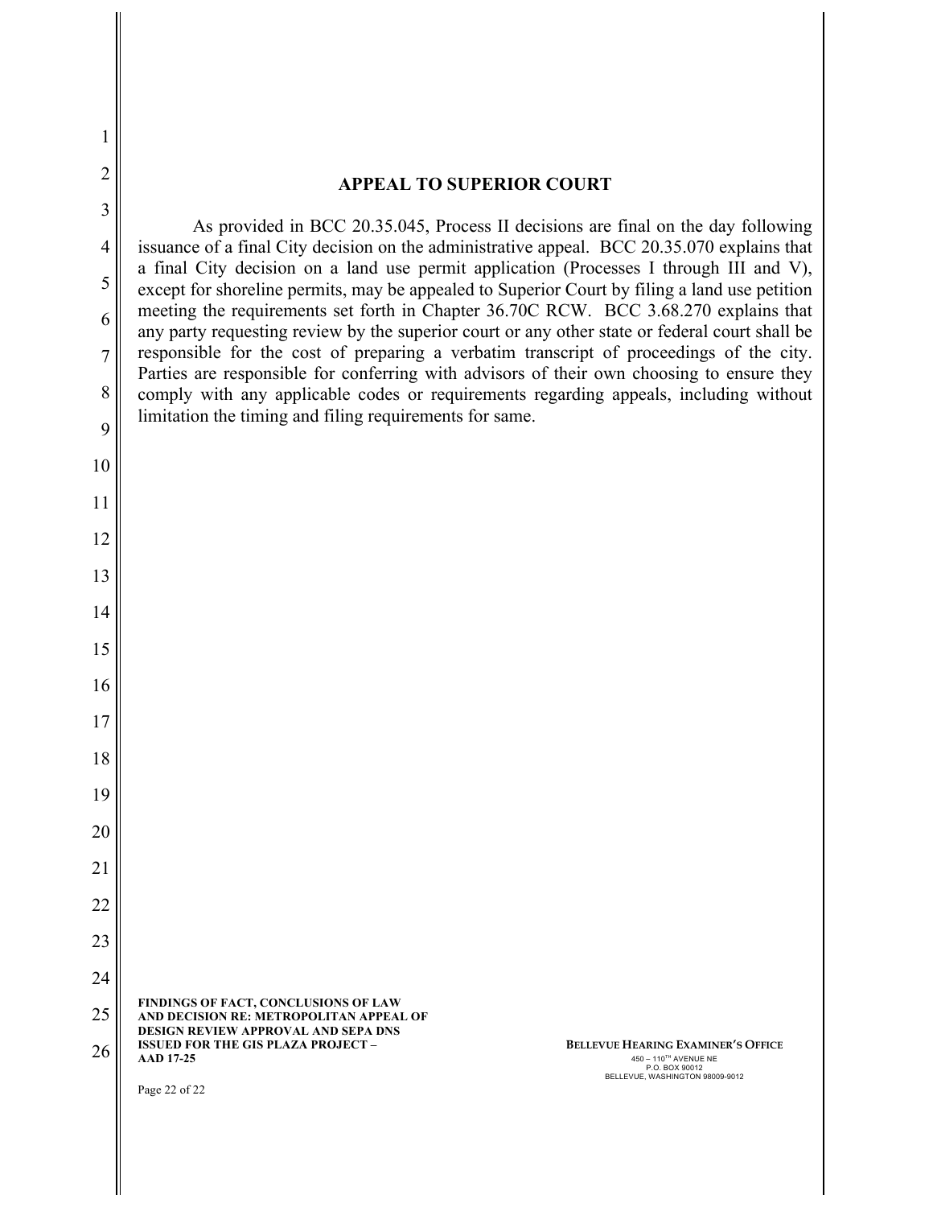## APPEAL TO SUPERIOR COURT

As provided in BCC 20.35.045, Process II decisions are final on the day following issuance of a final City decision on the administrative appeal. BCC 20.35.070 explains that a final City decision on a land use permit application (Processes I through III and V), except for shoreline permits, may be appealed to Superior Court by filing a land use petition meeting the requirements set forth in Chapter 36.70C RCW. BCC 3.68.270 explains that any party requesting review by the superior court or any other state or federal court shall be responsible for the cost of preparing a verbatim transcript of proceedings of the city. Parties are responsible for conferring with advisors of their own choosing to ensure they comply with any applicable codes or requirements regarding appeals, including without limitation the timing and filing requirements for same.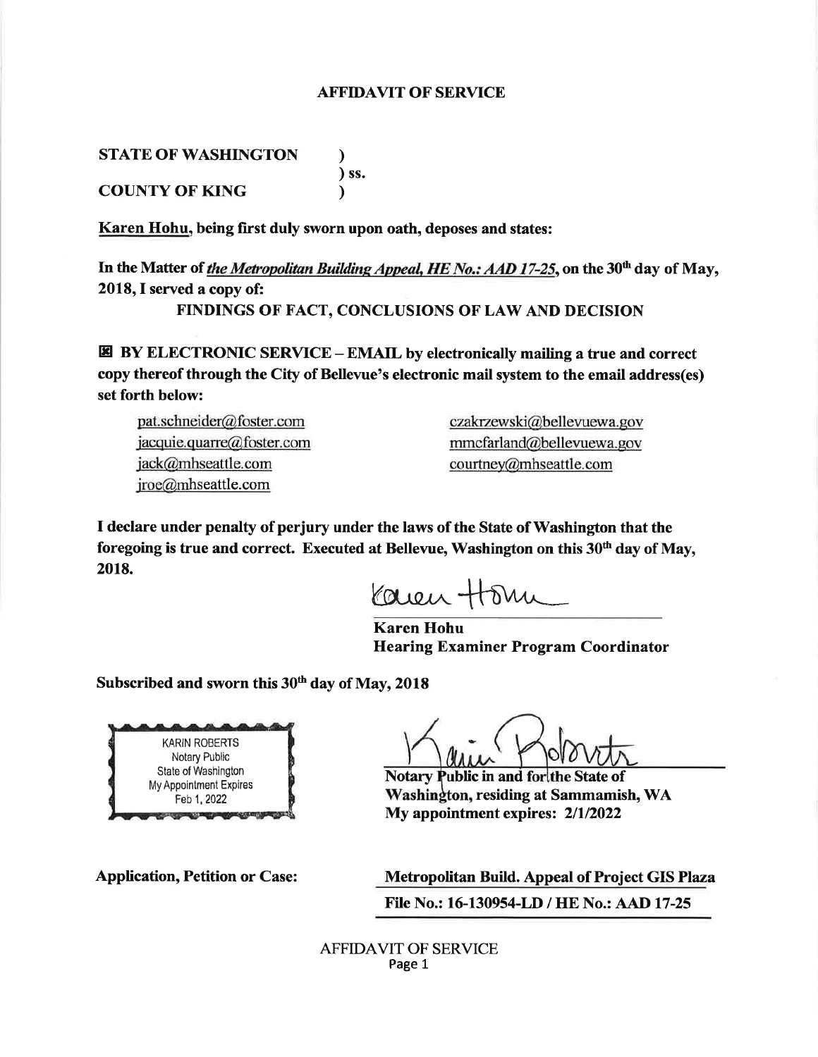# AFFIDAVIT OF SERVICE

**STATE OF WASHINGTON** )
) ss.
**COUNTY OF KING** )

**Karen Hohu, being first duly sworn upon oath, deposes and states:**

**In the Matter of *the Metropolitan Building Appeal, HE No.: AAD 17-25*, on the 30th day of May, 2018, I served a copy of:**

**FINDINGS OF FACT, CONCLUSIONS OF LAW AND DECISION**

☒ **BY ELECTRONIC SERVICE – EMAIL by electronically mailing a true and correct copy thereof through the City of Bellevue's electronic mail system to the email address(es) set forth below:**

pat.schneider@foster.com
jacquie.quarre@foster.com
jack@mhseattle.com
jroe@mhseattle.com
czakrzewski@bellevuewa.gov
mmcfarland@bellevuewa.gov
courtney@mhseattle.com

**I declare under penalty of perjury under the laws of the State of Washington that the foregoing is true and correct. Executed at Bellevue, Washington on this 30th day of May, 2018.**

Karen Hohu

**Karen Hohu**
**Hearing Examiner Program Coordinator**

**Subscribed and sworn this 30th day of May, 2018**

KARIN ROBERTS
Notary Public
State of Washington
My Appointment Expires
Feb 1, 2022

Karin Roberts

**Notary Public in and for the State of Washington, residing at Sammamish, WA**
**My appointment expires: 2/1/2022**

**Application, Petition or Case:** **Metropolitan Build. Appeal of Project GIS Plaza**
**File No.: 16-130954-LD / HE No.: AAD 17-25**

AFFIDAVIT OF SERVICE